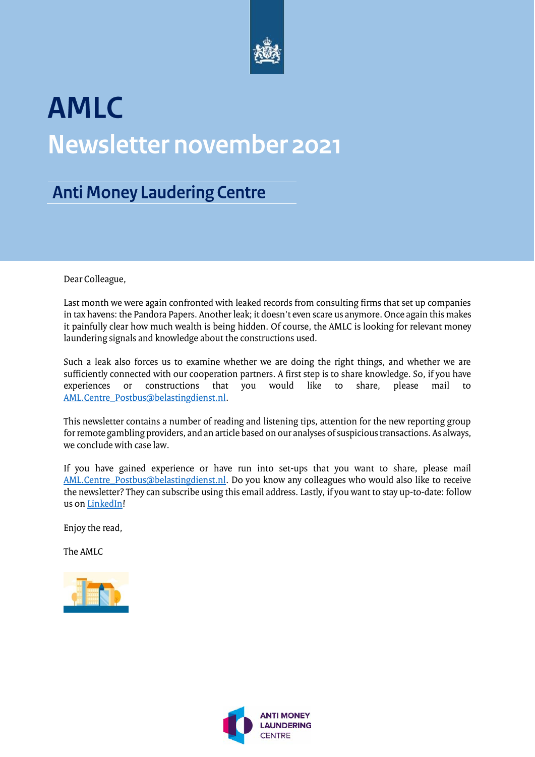# AMLC

## Newsletter november 2021

### Anti Money Laudering Centre

Dear Colleague,

Last month we were again confronted with leaked records from consulting firms that set up companies in tax havens: the Pandora Papers. Another leak; it doesn't even scare us anymore. Once again this makes it painfully clear how much wealth is being hidden. Of course, the AMLC is looking for relevant money laundering signals and knowledge about the constructions used.

Such a leak also forces us to examine whether we are doing the right things, and whether we are sufficiently connected with our cooperation partners. A first step is to share knowledge. So, if you have experiences or constructions that you would like to share, please mail to AML.Centre_Postbus@belastingdienst.nl.

This newsletter contains a number of reading and listening tips, attention for the new reporting group for remote gambling providers, and an article based on our analyses of suspicious transactions. As always, we conclude with case law.

If you have gained experience or have run into set-ups that you want to share, please mail AML.Centre_Postbus@belastingdienst.nl. Do you know any colleagues who would also like to receive the newsletter? They can subscribe using this email address. Lastly, if you want to stay up-to-date: follow us on LinkedIn!

Enjoy the read,

The AMLC

ANTI MONEY LAUNDERING CENTRE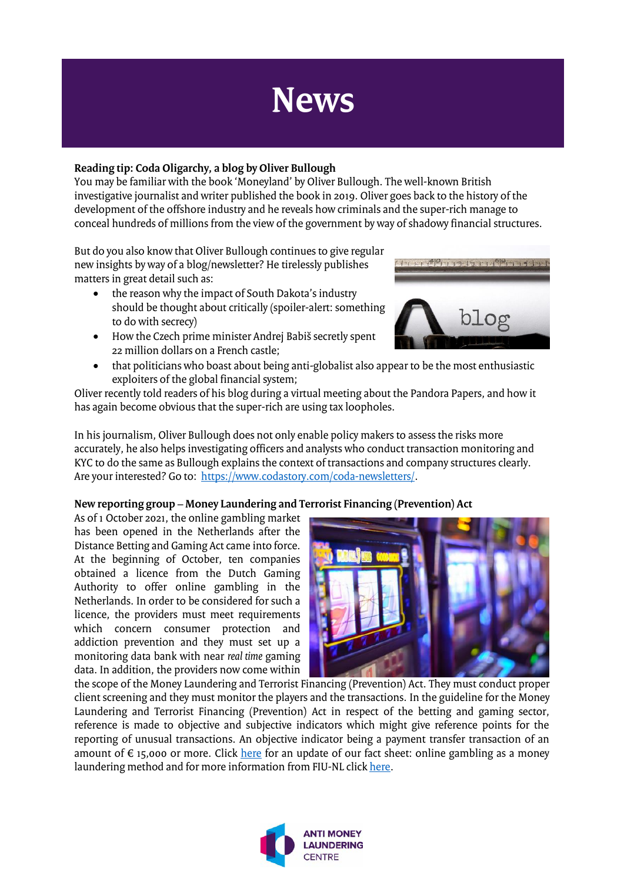# News

**Reading tip: Coda Oligarchy, a blog by Oliver Bullough**

You may be familiar with the book 'Moneyland' by Oliver Bullough. The well-known British investigative journalist and writer published the book in 2019. Oliver goes back to the history of the development of the offshore industry and he reveals how criminals and the super-rich manage to conceal hundreds of millions from the view of the government by way of shadowy financial structures.

But do you also know that Oliver Bullough continues to give regular new insights by way of a blog/newsletter? He tirelessly publishes matters in great detail such as:

- the reason why the impact of South Dakota's industry should be thought about critically (spoiler-alert: something to do with secrecy)
- How the Czech prime minister Andrej Babiš secretly spent 22 million dollars on a French castle;
- that politicians who boast about being anti-globalist also appear to be the most enthusiastic exploiters of the global financial system;

Oliver recently told readers of his blog during a virtual meeting about the Pandora Papers, and how it has again become obvious that the super-rich are using tax loopholes.

In his journalism, Oliver Bullough does not only enable policy makers to assess the risks more accurately, he also helps investigating officers and analysts who conduct transaction monitoring and KYC to do the same as Bullough explains the context of transactions and company structures clearly. Are your interested? Go to: [https://www.codastory.com/coda-newsletters/](https://www.codastory.com/coda-newsletters/).

**New reporting group – Money Laundering and Terrorist Financing (Prevention) Act**

As of 1 October 2021, the online gambling market has been opened in the Netherlands after the Distance Betting and Gaming Act came into force. At the beginning of October, ten companies obtained a licence from the Dutch Gaming Authority to offer online gambling in the Netherlands. In order to be considered for such a licence, the providers must meet requirements which concern consumer protection and addiction prevention and they must set up a monitoring data bank with near *real time* gaming data. In addition, the providers now come within the scope of the Money Laundering and Terrorist Financing (Prevention) Act. They must conduct proper client screening and they must monitor the players and the transactions. In the guideline for the Money Laundering and Terrorist Financing (Prevention) Act in respect of the betting and gaming sector, reference is made to objective and subjective indicators which might give reference points for the reporting of unusual transactions. An objective indicator being a payment transfer transaction of an amount of € 15,000 or more. Click here for an update of our fact sheet: online gambling as a money laundering method and for more information from FIU-NL click here.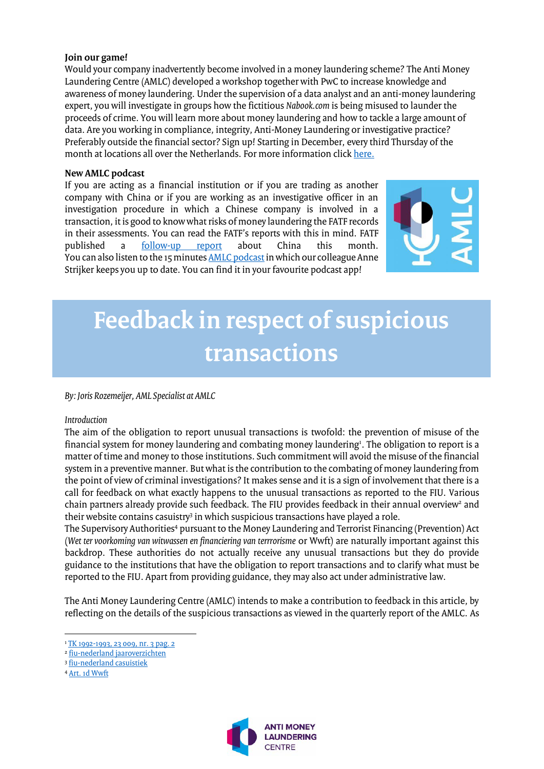**Join our game!**

Would your company inadvertently become involved in a money laundering scheme? The Anti Money Laundering Centre (AMLC) developed a workshop together with PwC to increase knowledge and awareness of money laundering. Under the supervision of a data analyst and an anti-money laundering expert, you will investigate in groups how the fictitious *Nabook.com* is being misused to launder the proceeds of crime. You will learn more about money laundering and how to tackle a large amount of data. Are you working in compliance, integrity, Anti-Money Laundering or investigative practice? Preferably outside the financial sector? Sign up! Starting in December, every third Thursday of the month at locations all over the Netherlands. For more information click here.

**New AMLC podcast**

If you are acting as a financial institution or if you are trading as another company with China or if you are working as an investigative officer in an investigation procedure in which a Chinese company is involved in a transaction, it is good to know what risks of money laundering the FATF records in their assessments. You can read the FATF's reports with this in mind. FATF published a follow-up report about China this month. You can also listen to the 15 minutes AMLC podcast in which our colleague Anne Strijker keeps you up to date. You can find it in your favourite podcast app!

# Feedback in respect of suspicious transactions

*By: Joris Rozemeijer, AML Specialist at AMLC*

*Introduction*

The aim of the obligation to report unusual transactions is twofold: the prevention of misuse of the financial system for money laundering and combating money laundering[1]. The obligation to report is a matter of time and money to those institutions. Such commitment will avoid the misuse of the financial system in a preventive manner. But what is the contribution to the combating of money laundering from the point of view of criminal investigations? It makes sense and it is a sign of involvement that there is a call for feedback on what exactly happens to the unusual transactions as reported to the FIU. Various chain partners already provide such feedback. The FIU provides feedback in their annual overview[2] and their website contains casuistry[3] in which suspicious transactions have played a role.

The Supervisory Authorities[4] pursuant to the Money Laundering and Terrorist Financing (Prevention) Act (*Wet ter voorkoming van witwassen en financiering van terrrorisme* or Wwft) are naturally important against this backdrop. These authorities do not actually receive any unusual transactions but they do provide guidance to the institutions that have the obligation to report transactions and to clarify what must be reported to the FIU. Apart from providing guidance, they may also act under administrative law.

The Anti Money Laundering Centre (AMLC) intends to make a contribution to feedback in this article, by reflecting on the details of the suspicious transactions as viewed in the quarterly report of the AMLC. As

---

[1] TK 1992-1993, 23 009, nr. 3 pag. 2

[2] fiu-nederland jaaroverzichten

[3] fiu-nederland casuistiek

[4] Art. 1d Wwft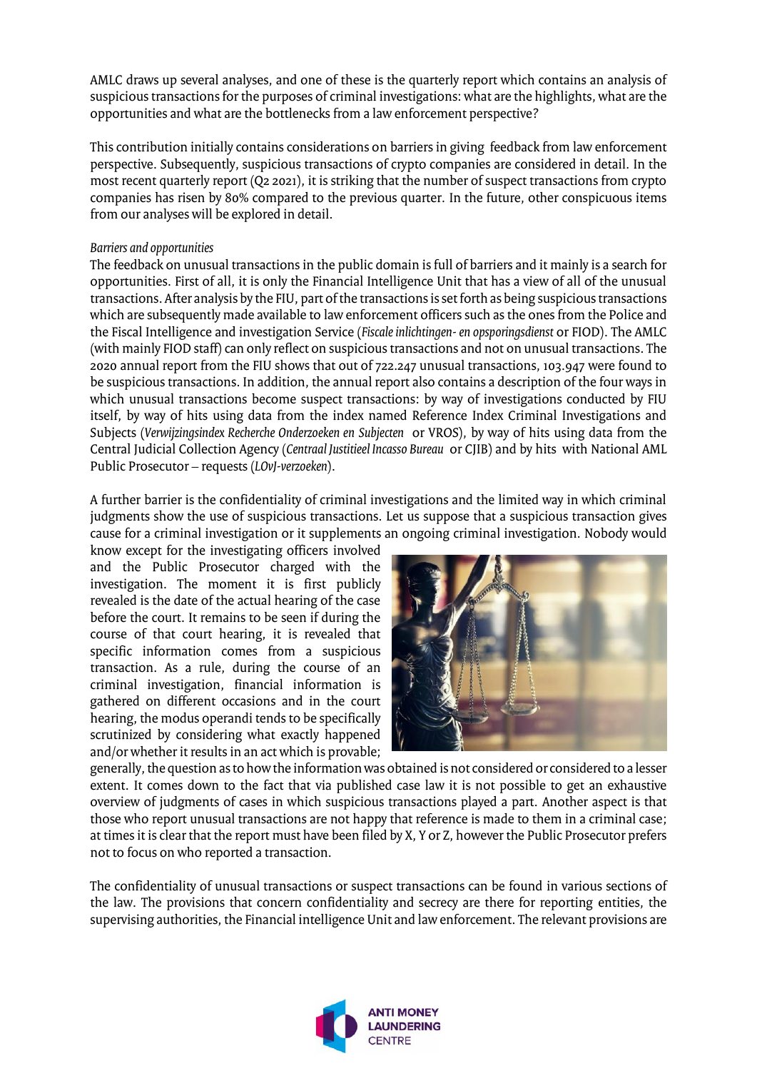AMLC draws up several analyses, and one of these is the quarterly report which contains an analysis of suspicious transactions for the purposes of criminal investigations: what are the highlights, what are the opportunities and what are the bottlenecks from a law enforcement perspective?

This contribution initially contains considerations on barriers in giving feedback from law enforcement perspective. Subsequently, suspicious transactions of crypto companies are considered in detail. In the most recent quarterly report (Q2 2021), it is striking that the number of suspect transactions from crypto companies has risen by 80% compared to the previous quarter. In the future, other conspicuous items from our analyses will be explored in detail.

*Barriers and opportunities*

The feedback on unusual transactions in the public domain is full of barriers and it mainly is a search for opportunities. First of all, it is only the Financial Intelligence Unit that has a view of all of the unusual transactions. After analysis by the FIU, part of the transactions is set forth as being suspicious transactions which are subsequently made available to law enforcement officers such as the ones from the Police and the Fiscal Intelligence and investigation Service (*Fiscale inlichtingen- en opsporingsdienst* or FIOD). The AMLC (with mainly FIOD staff) can only reflect on suspicious transactions and not on unusual transactions. The 2020 annual report from the FIU shows that out of 722.247 unusual transactions, 103.947 were found to be suspicious transactions. In addition, the annual report also contains a description of the four ways in which unusual transactions become suspect transactions: by way of investigations conducted by FIU itself, by way of hits using data from the index named Reference Index Criminal Investigations and Subjects (*Verwijzingsindex Recherche Onderzoeken en Subjecten* or VROS), by way of hits using data from the Central Judicial Collection Agency (*Centraal Justitieel Incasso Bureau* or CJIB) and by hits with National AML Public Prosecutor – requests (*LOvJ-verzoeken*).

A further barrier is the confidentiality of criminal investigations and the limited way in which criminal judgments show the use of suspicious transactions. Let us suppose that a suspicious transaction gives cause for a criminal investigation or it supplements an ongoing criminal investigation. Nobody would know except for the investigating officers involved and the Public Prosecutor charged with the investigation. The moment it is first publicly revealed is the date of the actual hearing of the case before the court. It remains to be seen if during the course of that court hearing, it is revealed that specific information comes from a suspicious transaction. As a rule, during the course of an criminal investigation, financial information is gathered on different occasions and in the court hearing, the modus operandi tends to be specifically scrutinized by considering what exactly happened and/or whether it results in an act which is provable; generally, the question as to how the information was obtained is not considered or considered to a lesser extent. It comes down to the fact that via published case law it is not possible to get an exhaustive overview of judgments of cases in which suspicious transactions played a part. Another aspect is that those who report unusual transactions are not happy that reference is made to them in a criminal case; at times it is clear that the report must have been filed by X, Y or Z, however the Public Prosecutor prefers not to focus on who reported a transaction.

The confidentiality of unusual transactions or suspect transactions can be found in various sections of the law. The provisions that concern confidentiality and secrecy are there for reporting entities, the supervising authorities, the Financial intelligence Unit and law enforcement. The relevant provisions are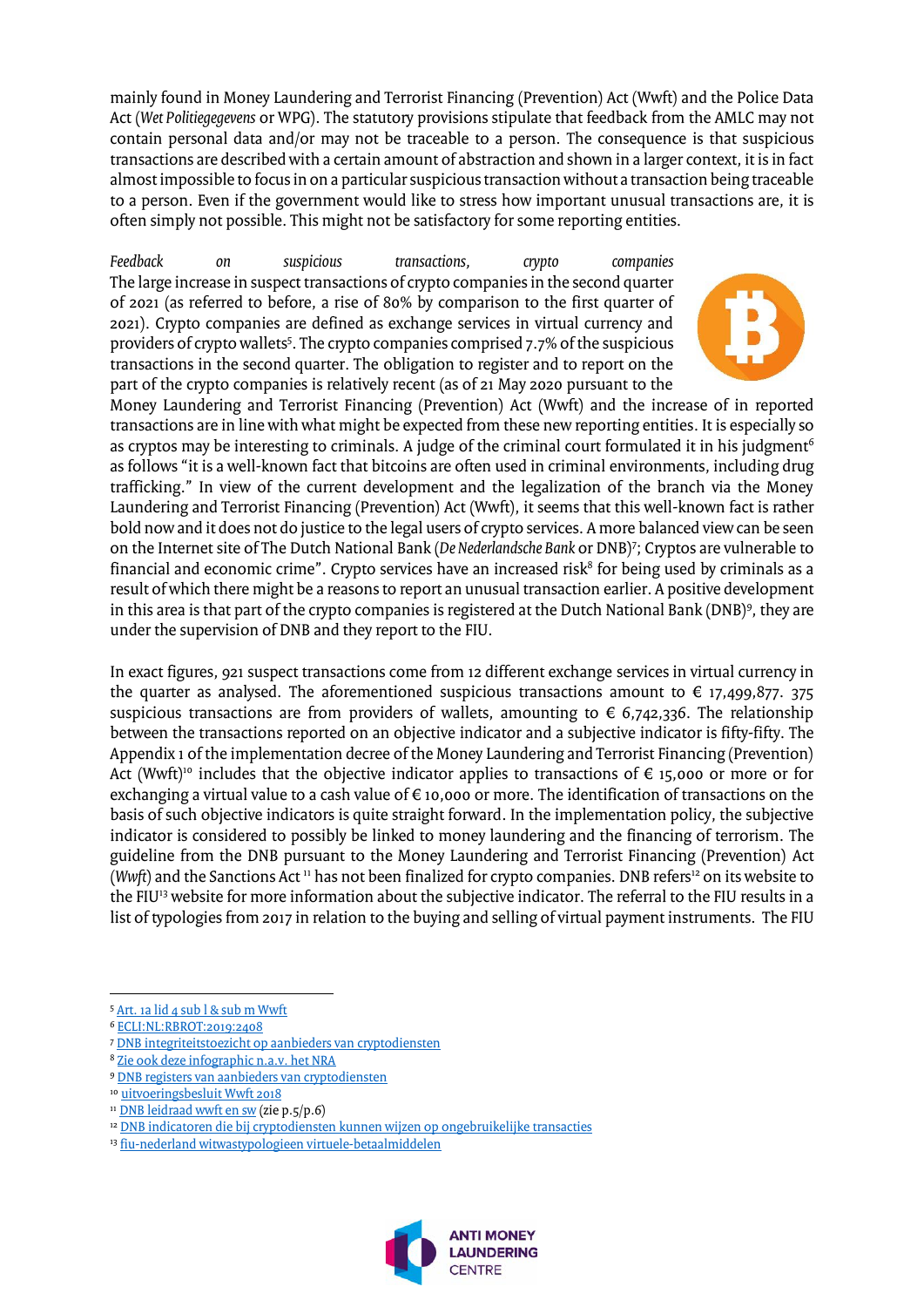mainly found in Money Laundering and Terrorist Financing (Prevention) Act (Wwft) and the Police Data Act (*Wet Politiegegevens* or WPG). The statutory provisions stipulate that feedback from the AMLC may not contain personal data and/or may not be traceable to a person. The consequence is that suspicious transactions are described with a certain amount of abstraction and shown in a larger context, it is in fact almost impossible to focus in on a particular suspicious transaction without a transaction being traceable to a person. Even if the government would like to stress how important unusual transactions are, it is often simply not possible. This might not be satisfactory for some reporting entities.

*Feedback on suspicious transactions, crypto companies*

The large increase in suspect transactions of crypto companies in the second quarter of 2021 (as referred to before, a rise of 80% by comparison to the first quarter of 2021). Crypto companies are defined as exchange services in virtual currency and providers of crypto wallets[5]. The crypto companies comprised 7.7% of the suspicious transactions in the second quarter. The obligation to register and to report on the part of the crypto companies is relatively recent (as of 21 May 2020 pursuant to the Money Laundering and Terrorist Financing (Prevention) Act (Wwft) and the increase of in reported transactions are in line with what might be expected from these new reporting entities. It is especially so as cryptos may be interesting to criminals. A judge of the criminal court formulated it in his judgment[6] as follows "it is a well-known fact that bitcoins are often used in criminal environments, including drug trafficking." In view of the current development and the legalization of the branch via the Money Laundering and Terrorist Financing (Prevention) Act (Wwft), it seems that this well-known fact is rather bold now and it does not do justice to the legal users of crypto services. A more balanced view can be seen on the Internet site of The Dutch National Bank (*De Nederlandsche Bank* or DNB)[7]; Cryptos are vulnerable to financial and economic crime". Crypto services have an increased risk[8] for being used by criminals as a result of which there might be a reasons to report an unusual transaction earlier. A positive development in this area is that part of the crypto companies is registered at the Dutch National Bank (DNB)[9], they are under the supervision of DNB and they report to the FIU.

In exact figures, 921 suspect transactions come from 12 different exchange services in virtual currency in the quarter as analysed. The aforementioned suspicious transactions amount to € 17,499,877. 375 suspicious transactions are from providers of wallets, amounting to € 6,742,336. The relationship between the transactions reported on an objective indicator and a subjective indicator is fifty-fifty. The Appendix 1 of the implementation decree of the Money Laundering and Terrorist Financing (Prevention) Act (Wwft)[10] includes that the objective indicator applies to transactions of € 15,000 or more or for exchanging a virtual value to a cash value of € 10,000 or more. The identification of transactions on the basis of such objective indicators is quite straight forward. In the implementation policy, the subjective indicator is considered to possibly be linked to money laundering and the financing of terrorism. The guideline from the DNB pursuant to the Money Laundering and Terrorist Financing (Prevention) Act (*Wwft*) and the Sanctions Act [11] has not been finalized for crypto companies. DNB refers[12] on its website to the FIU[13] website for more information about the subjective indicator. The referral to the FIU results in a list of typologies from 2017 in relation to the buying and selling of virtual payment instruments. The FIU

---

[5] Art. 1a lid 4 sub l & sub m Wwft
[6] ECLI:NL:RBROT:2019:2408
[7] DNB integriteitstoezicht op aanbieders van cryptodiensten
[8] Zie ook deze infographic n.a.v. het NRA
[9] DNB registers van aanbieders van cryptodiensten
[10] uitvoeringsbesluit Wwft 2018
[11] DNB leidraad wwft en sw (zie p.5/p.6)
[12] DNB indicatoren die bij cryptodiensten kunnen wijzen op ongebruikelijke transacties
[13] fiu-nederland witwastypologieen virtuele-betaalmiddelen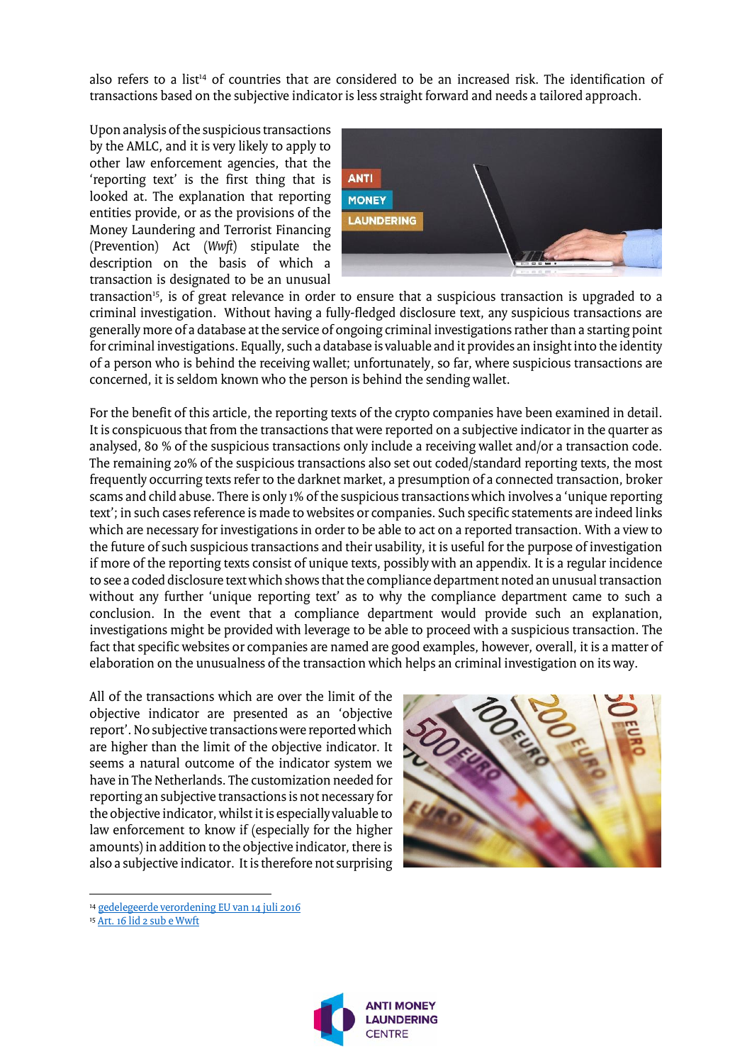also refers to a list[14] of countries that are considered to be an increased risk. The identification of transactions based on the subjective indicator is less straight forward and needs a tailored approach.

Upon analysis of the suspicious transactions by the AMLC, and it is very likely to apply to other law enforcement agencies, that the 'reporting text' is the first thing that is looked at. The explanation that reporting entities provide, or as the provisions of the Money Laundering and Terrorist Financing (Prevention) Act (*Wwft*) stipulate the description on the basis of which a transaction is designated to be an unusual transaction[15], is of great relevance in order to ensure that a suspicious transaction is upgraded to a criminal investigation. Without having a fully-fledged disclosure text, any suspicious transactions are generally more of a database at the service of ongoing criminal investigations rather than a starting point for criminal investigations. Equally, such a database is valuable and it provides an insight into the identity of a person who is behind the receiving wallet; unfortunately, so far, where suspicious transactions are concerned, it is seldom known who the person is behind the sending wallet.

For the benefit of this article, the reporting texts of the crypto companies have been examined in detail. It is conspicuous that from the transactions that were reported on a subjective indicator in the quarter as analysed, 80 % of the suspicious transactions only include a receiving wallet and/or a transaction code. The remaining 20% of the suspicious transactions also set out coded/standard reporting texts, the most frequently occurring texts refer to the darknet market, a presumption of a connected transaction, broker scams and child abuse. There is only 1% of the suspicious transactions which involves a 'unique reporting text'; in such cases reference is made to websites or companies. Such specific statements are indeed links which are necessary for investigations in order to be able to act on a reported transaction. With a view to the future of such suspicious transactions and their usability, it is useful for the purpose of investigation if more of the reporting texts consist of unique texts, possibly with an appendix. It is a regular incidence to see a coded disclosure text which shows that the compliance department noted an unusual transaction without any further 'unique reporting text' as to why the compliance department came to such a conclusion. In the event that a compliance department would provide such an explanation, investigations might be provided with leverage to be able to proceed with a suspicious transaction. The fact that specific websites or companies are named are good examples, however, overall, it is a matter of elaboration on the unusualness of the transaction which helps an criminal investigation on its way.

All of the transactions which are over the limit of the objective indicator are presented as an 'objective report'. No subjective transactions were reported which are higher than the limit of the objective indicator. It seems a natural outcome of the indicator system we have in The Netherlands. The customization needed for reporting an subjective transactions is not necessary for the objective indicator, whilst it is especially valuable to law enforcement to know if (especially for the higher amounts) in addition to the objective indicator, there is also a subjective indicator. It is therefore not surprising

[14] gedelegeerde verordening EU van 14 juli 2016

[15] Art. 16 lid 2 sub e Wwft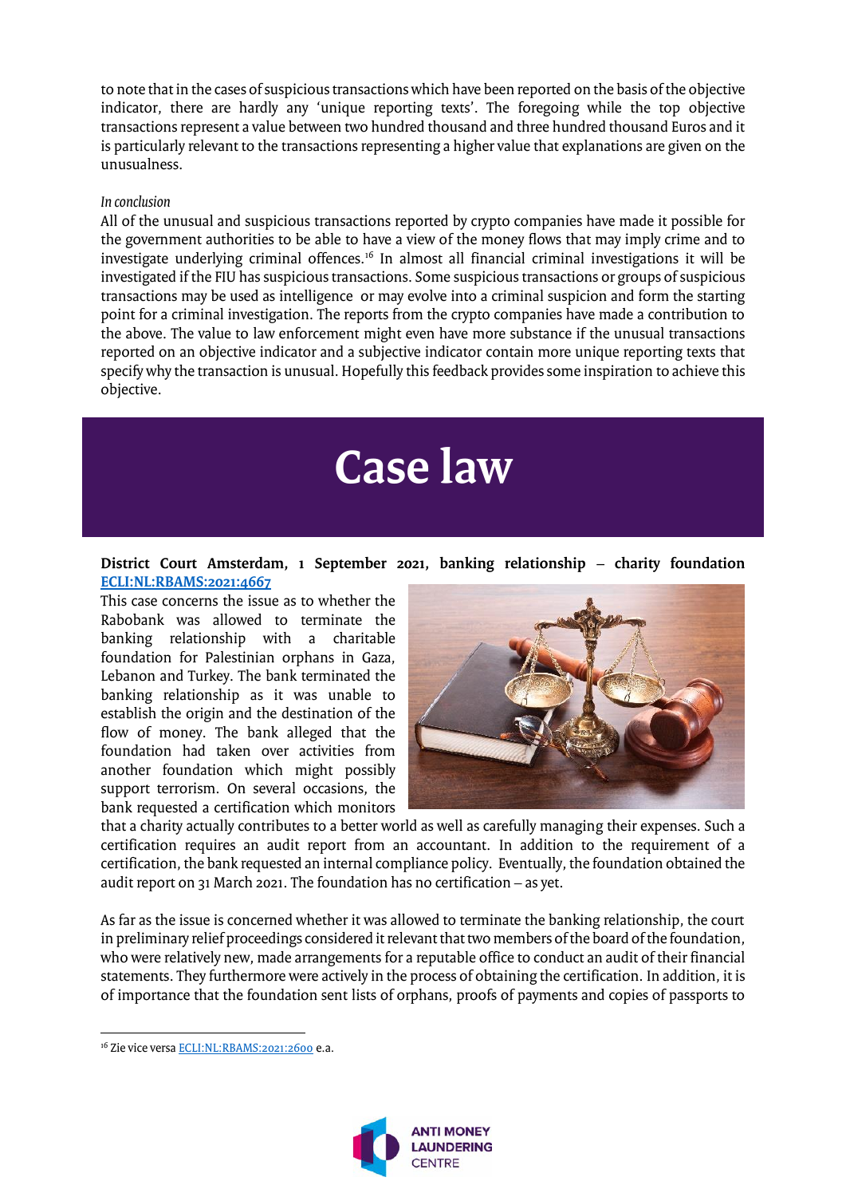to note that in the cases of suspicious transactions which have been reported on the basis of the objective indicator, there are hardly any 'unique reporting texts'. The foregoing while the top objective transactions represent a value between two hundred thousand and three hundred thousand Euros and it is particularly relevant to the transactions representing a higher value that explanations are given on the unusualness.

*In conclusion*

All of the unusual and suspicious transactions reported by crypto companies have made it possible for the government authorities to be able to have a view of the money flows that may imply crime and to investigate underlying criminal offences.[16] In almost all financial criminal investigations it will be investigated if the FIU has suspicious transactions. Some suspicious transactions or groups of suspicious transactions may be used as intelligence or may evolve into a criminal suspicion and form the starting point for a criminal investigation. The reports from the crypto companies have made a contribution to the above. The value to law enforcement might even have more substance if the unusual transactions reported on an objective indicator and a subjective indicator contain more unique reporting texts that specify why the transaction is unusual. Hopefully this feedback provides some inspiration to achieve this objective.

# Case law

**District Court Amsterdam, 1 September 2021, banking relationship – charity foundation [ECLI:NL:RBAMS:2021:4667](ECLI:NL:RBAMS:2021:4667)**

This case concerns the issue as to whether the Rabobank was allowed to terminate the banking relationship with a charitable foundation for Palestinian orphans in Gaza, Lebanon and Turkey. The bank terminated the banking relationship as it was unable to establish the origin and the destination of the flow of money. The bank alleged that the foundation had taken over activities from another foundation which might possibly support terrorism. On several occasions, the bank requested a certification which monitors that a charity actually contributes to a better world as well as carefully managing their expenses. Such a certification requires an audit report from an accountant. In addition to the requirement of a certification, the bank requested an internal compliance policy. Eventually, the foundation obtained the audit report on 31 March 2021. The foundation has no certification – as yet.

As far as the issue is concerned whether it was allowed to terminate the banking relationship, the court in preliminary relief proceedings considered it relevant that two members of the board of the foundation, who were relatively new, made arrangements for a reputable office to conduct an audit of their financial statements. They furthermore were actively in the process of obtaining the certification. In addition, it is of importance that the foundation sent lists of orphans, proofs of payments and copies of passports to

[16] Zie vice versa ECLI:NL:RBAMS:2021:2600 e.a.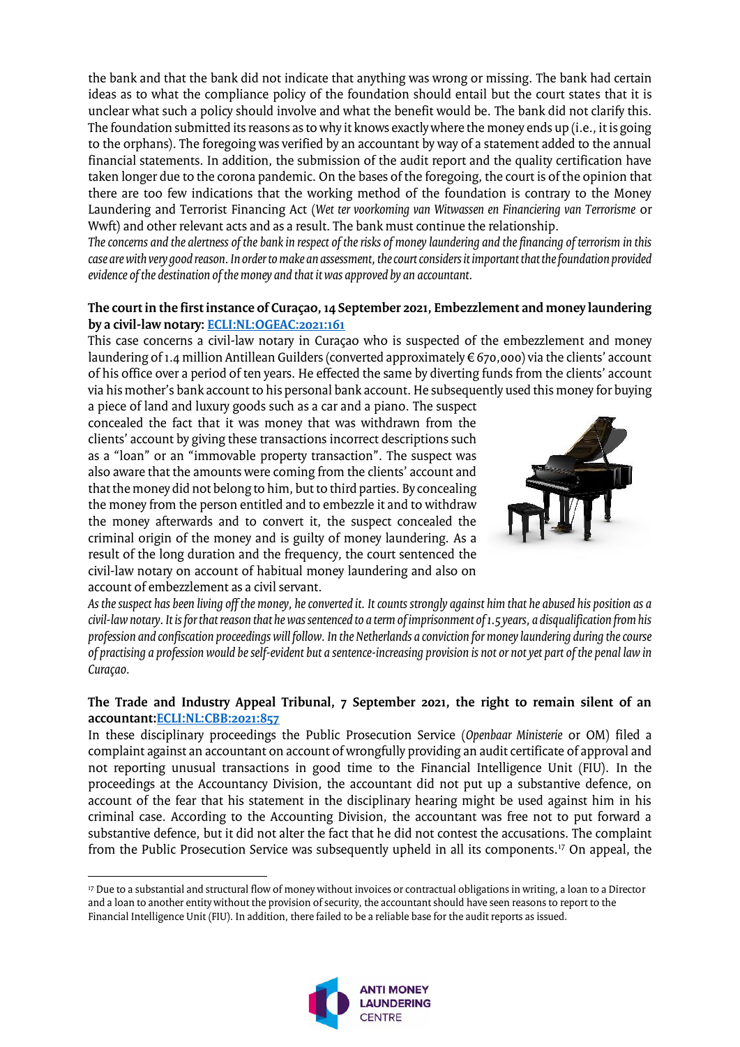the bank and that the bank did not indicate that anything was wrong or missing. The bank had certain ideas as to what the compliance policy of the foundation should entail but the court states that it is unclear what such a policy should involve and what the benefit would be. The bank did not clarify this. The foundation submitted its reasons as to why it knows exactly where the money ends up (i.e., it is going to the orphans). The foregoing was verified by an accountant by way of a statement added to the annual financial statements. In addition, the submission of the audit report and the quality certification have taken longer due to the corona pandemic. On the bases of the foregoing, the court is of the opinion that there are too few indications that the working method of the foundation is contrary to the Money Laundering and Terrorist Financing Act (*Wet ter voorkoming van Witwassen en Financiering van Terrorisme* or Wwft) and other relevant acts and as a result. The bank must continue the relationship.

*The concerns and the alertness of the bank in respect of the risks of money laundering and the financing of terrorism in this case are with very good reason. In order to make an assessment, the court considers it important that the foundation provided evidence of the destination of the money and that it was approved by an accountant.*

**The court in the first instance of Curaçao, 14 September 2021, Embezzlement and money laundering by a civil-law notary: ECLI:NL:OGEAC:2021:161**

This case concerns a civil-law notary in Curaçao who is suspected of the embezzlement and money laundering of 1.4 million Antillean Guilders (converted approximately € 670,000) via the clients' account of his office over a period of ten years. He effected the same by diverting funds from the clients' account via his mother's bank account to his personal bank account. He subsequently used this money for buying a piece of land and luxury goods such as a car and a piano. The suspect concealed the fact that it was money that was withdrawn from the clients' account by giving these transactions incorrect descriptions such as a "loan" or an "immovable property transaction". The suspect was also aware that the amounts were coming from the clients' account and that the money did not belong to him, but to third parties. By concealing the money from the person entitled and to embezzle it and to withdraw the money afterwards and to convert it, the suspect concealed the criminal origin of the money and is guilty of money laundering. As a result of the long duration and the frequency, the court sentenced the civil-law notary on account of habitual money laundering and also on account of embezzlement as a civil servant.

*As the suspect has been living off the money, he converted it. It counts strongly against him that he abused his position as a civil-law notary. It is for that reason that he was sentenced to a term of imprisonment of 1.5 years, a disqualification from his profession and confiscation proceedings will follow. In the Netherlands a conviction for money laundering during the course of practising a profession would be self-evident but a sentence-increasing provision is not or not yet part of the penal law in Curaçao.*

**The Trade and Industry Appeal Tribunal, 7 September 2021, the right to remain silent of an accountant: ECLI:NL:CBB:2021:857**

In these disciplinary proceedings the Public Prosecution Service (*Openbaar Ministerie* or OM) filed a complaint against an accountant on account of wrongfully providing an audit certificate of approval and not reporting unusual transactions in good time to the Financial Intelligence Unit (FIU). In the proceedings at the Accountancy Division, the accountant did not put up a substantive defence, on account of the fear that his statement in the disciplinary hearing might be used against him in his criminal case. According to the Accounting Division, the accountant was free not to put forward a substantive defence, but it did not alter the fact that he did not contest the accusations. The complaint from the Public Prosecution Service was subsequently upheld in all its components.[17] On appeal, the

[17] Due to a substantial and structural flow of money without invoices or contractual obligations in writing, a loan to a Director and a loan to another entity without the provision of security, the accountant should have seen reasons to report to the Financial Intelligence Unit (FIU). In addition, there failed to be a reliable base for the audit reports as issued.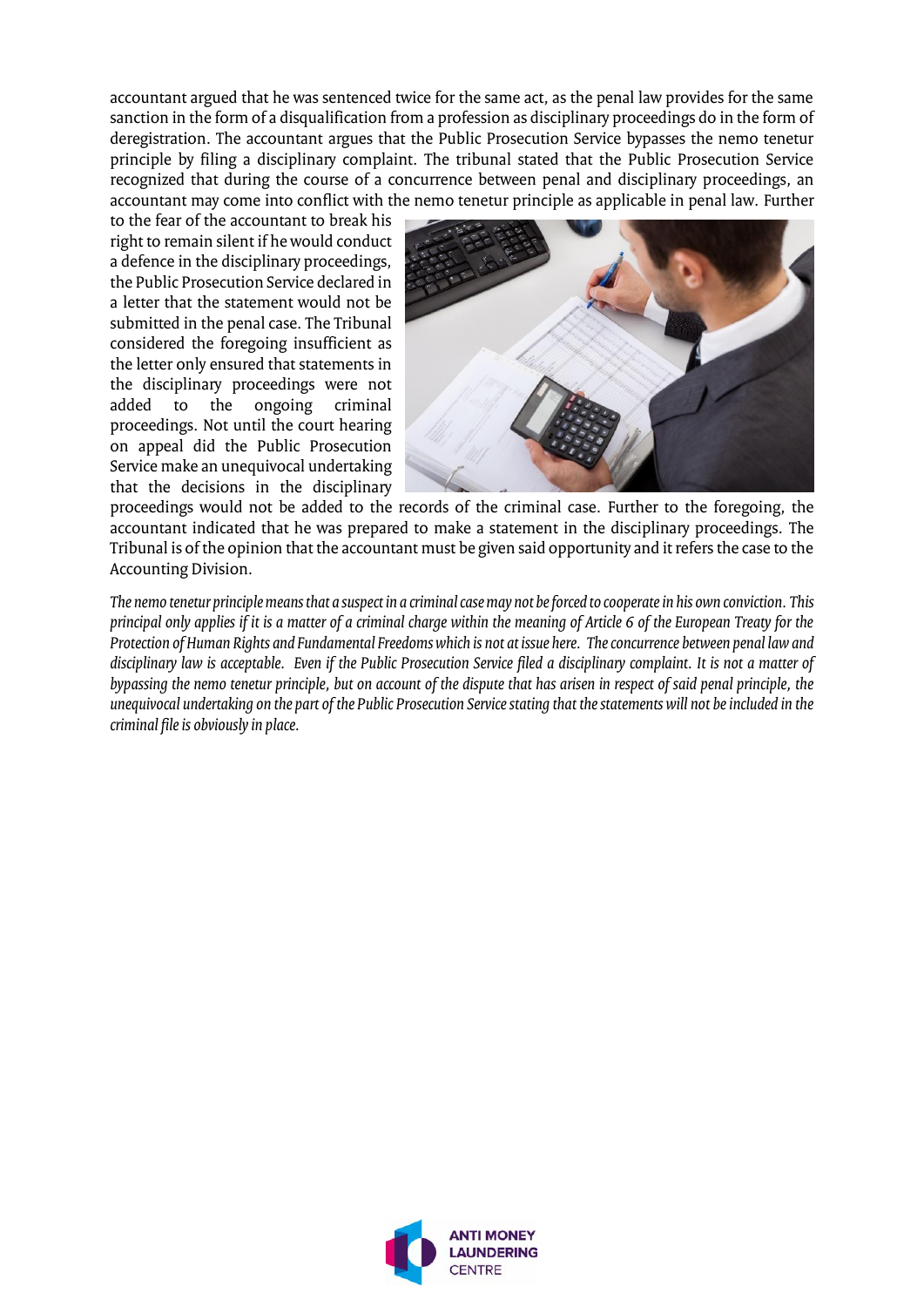accountant argued that he was sentenced twice for the same act, as the penal law provides for the same sanction in the form of a disqualification from a profession as disciplinary proceedings do in the form of deregistration. The accountant argues that the Public Prosecution Service bypasses the nemo tenetur principle by filing a disciplinary complaint. The tribunal stated that the Public Prosecution Service recognized that during the course of a concurrence between penal and disciplinary proceedings, an accountant may come into conflict with the nemo tenetur principle as applicable in penal law. Further to the fear of the accountant to break his right to remain silent if he would conduct a defence in the disciplinary proceedings, the Public Prosecution Service declared in a letter that the statement would not be submitted in the penal case. The Tribunal considered the foregoing insufficient as the letter only ensured that statements in the disciplinary proceedings were not added to the ongoing criminal proceedings. Not until the court hearing on appeal did the Public Prosecution Service make an unequivocal undertaking that the decisions in the disciplinary proceedings would not be added to the records of the criminal case. Further to the foregoing, the accountant indicated that he was prepared to make a statement in the disciplinary proceedings. The Tribunal is of the opinion that the accountant must be given said opportunity and it refers the case to the Accounting Division.

*The nemo tenetur principle means that a suspect in a criminal case may not be forced to cooperate in his own conviction. This principal only applies if it is a matter of a criminal charge within the meaning of Article 6 of the European Treaty for the Protection of Human Rights and Fundamental Freedoms which is not at issue here. The concurrence between penal law and disciplinary law is acceptable. Even if the Public Prosecution Service filed a disciplinary complaint. It is not a matter of bypassing the nemo tenetur principle, but on account of the dispute that has arisen in respect of said penal principle, the unequivocal undertaking on the part of the Public Prosecution Service stating that the statements will not be included in the criminal file is obviously in place.*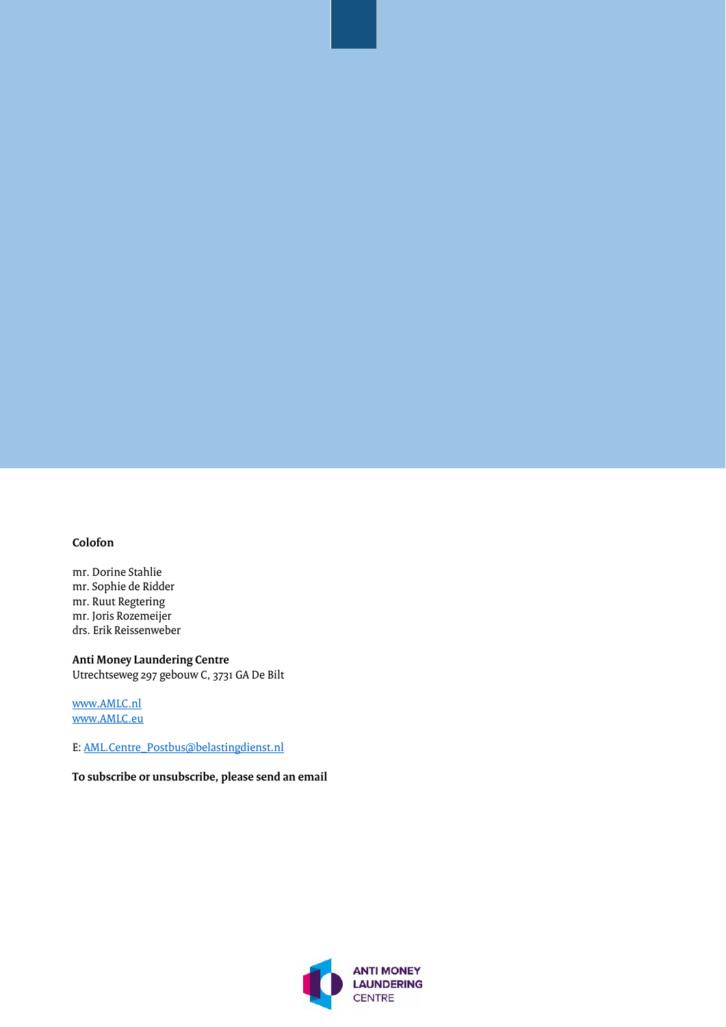**Colofon**

mr. Dorine Stahlie
mr. Sophie de Ridder
mr. Ruut Regtering
mr. Joris Rozemeijer
drs. Erik Reissenweber

**Anti Money Laundering Centre**
Utrechtseweg 297 gebouw C, 3731 GA De Bilt

www.AMLC.nl
www.AMLC.eu

E: AML.Centre_Postbus@belastingdienst.nl

**To subscribe or unsubscribe, please send an email**

ANTI MONEY
LAUNDERING
CENTRE